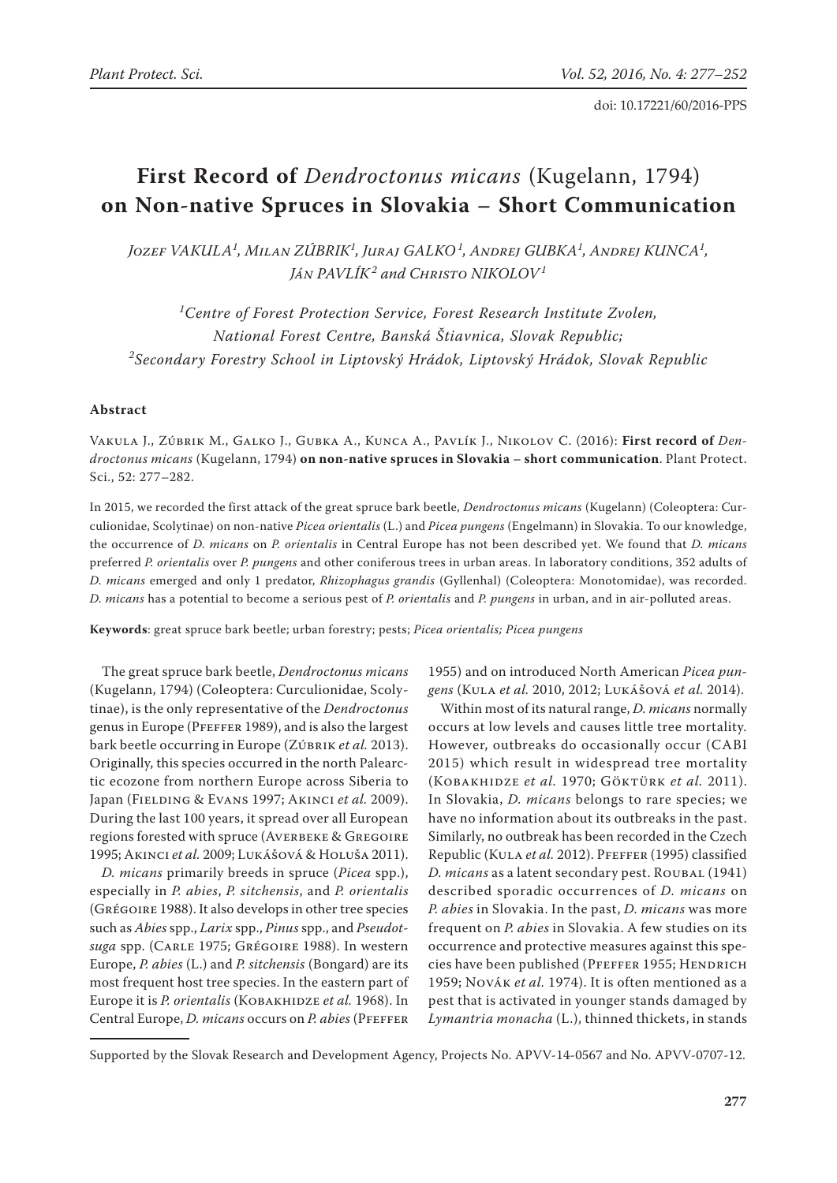doi: 10.17221/60/2016-PPS

# First Record of *Dendroctonus micans* (Kugelann, 1794) on Non-native Spruces in Slovakia – Short Communication

*Jozef VAKULA*[1], *Milan ZÚBRIK*[1], *Juraj GALKO*[1], *Andrej GUBKA*[1], *Andrej KUNCA*[1], *Ján PAVLÍK*[2] and *Christo NIKOLOV*[1]

[1]*Centre of Forest Protection Service, Forest Research Institute Zvolen, National Forest Centre, Banská Štiavnica, Slovak Republic;*
[2]*Secondary Forestry School in Liptovský Hrádok, Liptovský Hrádok, Slovak Republic*

### Abstract

Vakula J., Zúbrik M., Galko J., Gubka A., Kunca A., Pavlík J., Nikolov C. (2016): **First record of** ***Dendroctonus micans*** **(Kugelann, 1794) on non-native spruces in Slovakia – short communication**. Plant Protect. Sci., 52: 277–282.

In 2015, we recorded the first attack of the great spruce bark beetle, *Dendroctonus micans* (Kugelann) (Coleoptera: Curculionidae, Scolytinae) on non-native *Picea orientalis* (L.) and *Picea pungens* (Engelmann) in Slovakia. To our knowledge, the occurrence of *D. micans* on *P. orientalis* in Central Europe has not been described yet. We found that *D. micans* preferred *P. orientalis* over *P. pungens* and other coniferous trees in urban areas. In laboratory conditions, 352 adults of *D. micans* emerged and only 1 predator, *Rhizophagus grandis* (Gyllenhal) (Coleoptera: Monotomidae), was recorded. *D. micans* has a potential to become a serious pest of *P. orientalis* and *P. pungens* in urban, and in air-polluted areas.

**Keywords**: great spruce bark beetle; urban forestry; pests; *Picea orientalis; Picea pungens*

The great spruce bark beetle, *Dendroctonus micans* (Kugelann, 1794) (Coleoptera: Curculionidae, Scolytinae), is the only representative of the *Dendroctonus* genus in Europe (Pfeffer 1989), and is also the largest bark beetle occurring in Europe (Zúbrik *et al.* 2013). Originally, this species occurred in the north Palearctic ecozone from northern Europe across Siberia to Japan (Fielding & Evans 1997; Akinci *et al.* 2009). During the last 100 years, it spread over all European regions forested with spruce (Averbeke & Gregoire 1995; Akinci *et al.* 2009; Lukášová & Holuša 2011).

*D. micans* primarily breeds in spruce (*Picea* spp.), especially in *P. abies*, *P. sitchensis*, and *P. orientalis* (Grégoire 1988). It also develops in other tree species such as *Abies* spp., *Larix* spp., *Pinus* spp., and *Pseudotsuga* spp. (Carle 1975; Grégoire 1988). In western Europe, *P. abies* (L.) and *P. sitchensis* (Bongard) are its most frequent host tree species. In the eastern part of Europe it is *P. orientalis* (Kobakhidze *et al.* 1968). In Central Europe, *D. micans* occurs on *P. abies* (Pfeffer 1955) and on introduced North American *Picea pungens* (Kula *et al.* 2010, 2012; Lukášová *et al.* 2014).

Within most of its natural range, *D. micans* normally occurs at low levels and causes little tree mortality. However, outbreaks do occasionally occur (CABI 2015) which result in widespread tree mortality (Kobakhidze *et al.* 1970; Göktürk *et al.* 2011). In Slovakia, *D. micans* belongs to rare species; we have no information about its outbreaks in the past. Similarly, no outbreak has been recorded in the Czech Republic (Kula *et al.* 2012). Pfeffer (1995) classified *D. micans* as a latent secondary pest. Roubal (1941) described sporadic occurrences of *D. micans* on *P. abies* in Slovakia. In the past, *D. micans* was more frequent on *P. abies* in Slovakia. A few studies on its occurrence and protective measures against this species have been published (Pfeffer 1955; Hendrich 1959; Novák *et al.* 1974). It is often mentioned as a pest that is activated in younger stands damaged by *Lymantria monacha* (L.), thinned thickets, in stands

Supported by the Slovak Research and Development Agency, Projects No. APVV-14-0567 and No. APVV-0707-12.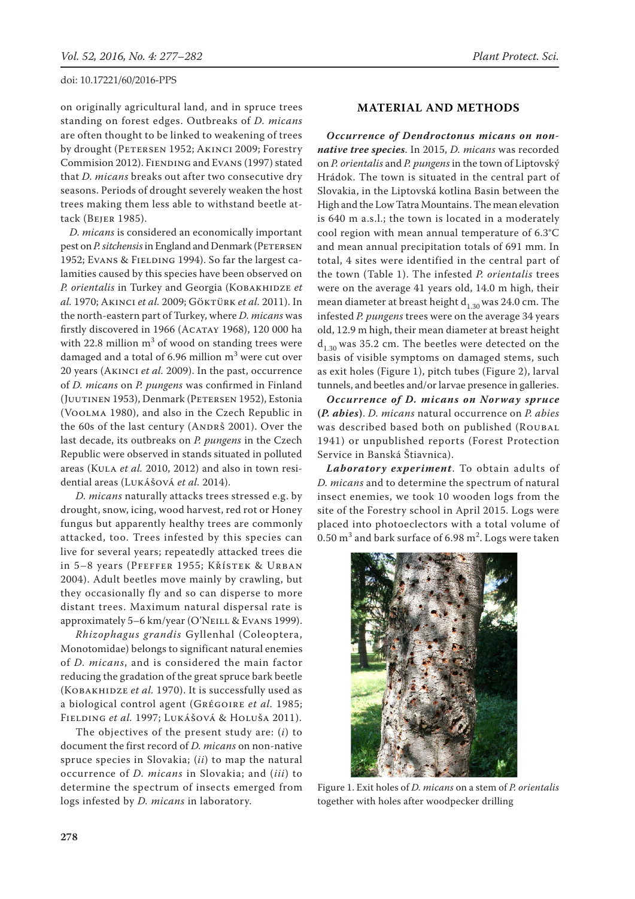on originally agricultural land, and in spruce trees standing on forest edges. Outbreaks of *D. micans* are often thought to be linked to weakening of trees by drought (Petersen 1952; Akinci 2009; Forestry Commision 2012). Fiending and Evans (1997) stated that *D. micans* breaks out after two consecutive dry seasons. Periods of drought severely weaken the host trees making them less able to withstand beetle attack (Bejer 1985).

*D. micans* is considered an economically important pest on *P. sitchensis* in England and Denmark (Petersen 1952; Evans & Fielding 1994). So far the largest calamities caused by this species have been observed on *P. orientalis* in Turkey and Georgia (Kobakhidze *et al.* 1970; Akinci *et al.* 2009; Göktürk *et al.* 2011). In the north-eastern part of Turkey, where *D. micans* was firstly discovered in 1966 (Acatay 1968), 120 000 ha with 22.8 million $m^3$ of wood on standing trees were damaged and a total of 6.96 million $m^3$ were cut over 20 years (Akinci *et al.* 2009). In the past, occurrence of *D. micans* on *P. pungens* was confirmed in Finland (Juutinen 1953), Denmark (Petersen 1952), Estonia (Voolma 1980), and also in the Czech Republic in the 60s of the last century (Andrš 2001). Over the last decade, its outbreaks on *P. pungens* in the Czech Republic were observed in stands situated in polluted areas (Kula *et al.* 2010, 2012) and also in town residential areas (Lukášová *et al.* 2014).

*D. micans* naturally attacks trees stressed e.g. by drought, snow, icing, wood harvest, red rot or Honey fungus but apparently healthy trees are commonly attacked, too. Trees infested by this species can live for several years; repeatedly attacked trees die in 5–8 years (Pfeffer 1955; Kříštek & Urban 2004). Adult beetles move mainly by crawling, but they occasionally fly and so can disperse to more distant trees. Maximum natural dispersal rate is approximately 5–6 km/year (O'Neill & Evans 1999).

*Rhizophagus grandis* Gyllenhal (Coleoptera, Monotomidae) belongs to significant natural enemies of *D. micans*, and is considered the main factor reducing the gradation of the great spruce bark beetle (Kobakhidze *et al.* 1970). It is successfully used as a biological control agent (Grégoire *et al.* 1985; Fielding *et al.* 1997; Lukášová & Holuša 2011).

The objectives of the present study are: (*i*) to document the first record of *D. micans* on non-native spruce species in Slovakia; (*ii*) to map the natural occurrence of *D. micans* in Slovakia; and (*iii*) to determine the spectrum of insects emerged from logs infested by *D. micans* in laboratory.

## MATERIAL AND METHODS

***Occurrence of Dendroctonus micans on non-native tree species***. In 2015, *D. micans* was recorded on *P. orientalis* and *P. pungens* in the town of Liptovský Hrádok. The town is situated in the central part of Slovakia, in the Liptovská kotlina Basin between the High and the Low Tatra Mountains. The mean elevation is 640 m a.s.l.; the town is located in a moderately cool region with mean annual temperature of 6.3°C and mean annual precipitation totals of 691 mm. In total, 4 sites were identified in the central part of the town (Table 1). The infested *P. orientalis* trees were on the average 41 years old, 14.0 m high, their mean diameter at breast height $d_{1.30}$ was 24.0 cm. The infested *P. pungens* trees were on the average 34 years old, 12.9 m high, their mean diameter at breast height $d_{1.30}$ was 35.2 cm. The beetles were detected on the basis of visible symptoms on damaged stems, such as exit holes (Figure 1), pitch tubes (Figure 2), larval tunnels, and beetles and/or larvae presence in galleries.

***Occurrence of D. micans on Norway spruce (P. abies)***. *D. micans* natural occurrence on *P. abies* was described based both on published (Roubal 1941) or unpublished reports (Forest Protection Service in Banská Štiavnica).

***Laboratory experiment***. To obtain adults of *D. micans* and to determine the spectrum of natural insect enemies, we took 10 wooden logs from the site of the Forestry school in April 2015. Logs were placed into photoeclectors with a total volume of 0.50 $m^3$ and bark surface of 6.98 $m^2$. Logs were taken

Figure 1. Exit holes of *D. micans* on a stem of *P. orientalis* together with holes after woodpecker drilling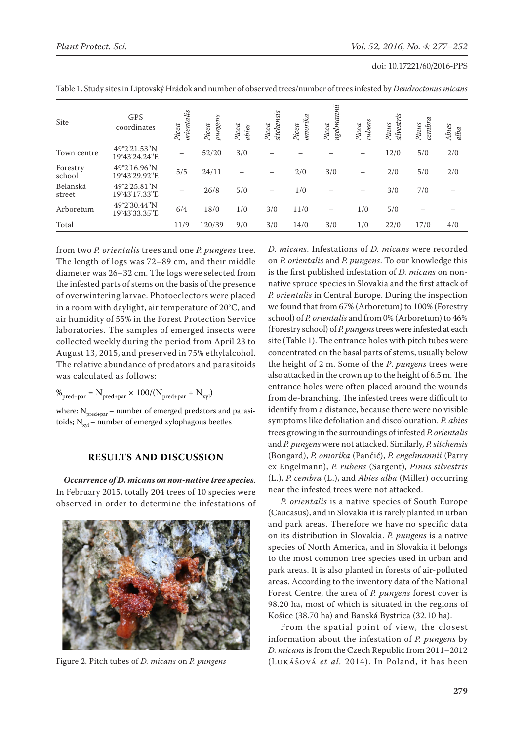Table 1. Study sites in Liptovský Hrádok and number of observed trees/number of trees infested by *Dendroctonus micans*

| Site | GPS coordinates | *Picea orientalis* | *Picea pungens* | *Picea abies* | *Picea sitchensis* | *Picea omorika* | *Picea engelmannii* | *Picea rubens* | *Pinus silvestris* | *Pinus cembra* | *Abies alba* |
|---|---|---|---|---|---|---|---|---|---|---|---|
| Town centre | 49°2'21.53"N 19°43'24.24"E | – | 52/20 | 3/0 | – | – | – | – | 12/0 | 5/0 | 2/0 |
| Forestry school | 49°2'16.96"N 19°43'29.92"E | 5/5 | 24/11 | – | – | 2/0 | 3/0 | – | 2/0 | 5/0 | 2/0 |
| Belanská street | 49°2'25.81"N 19°43'17.33"E | – | 26/8 | 5/0 | – | 1/0 | – | – | 3/0 | 7/0 | – |
| Arboretum | 49°2'30.44"N 19°43'33.35"E | 6/4 | 18/0 | 1/0 | 3/0 | 11/0 | – | 1/0 | 5/0 | – | – |
| Total | | 11/9 | 120/39 | 9/0 | 3/0 | 14/0 | 3/0 | 1/0 | 22/0 | 17/0 | 4/0 |

from two *P. orientalis* trees and one *P. pungens* tree. The length of logs was 72–89 cm, and their middle diameter was 26–32 cm. The logs were selected from the infested parts of stems on the basis of the presence of overwintering larvae. Photoeclectors were placed in a room with daylight, air temperature of 20°C, and air humidity of 55% in the Forest Protection Service laboratories. The samples of emerged insects were collected weekly during the period from April 23 to August 13, 2015, and preserved in 75% ethylalcohol. The relative abundance of predators and parasitoids was calculated as follows:

$$\%_{pred+par} = N_{pred+par} \times 100/(N_{pred+par} + N_{xyl})$$

where: $N_{pred+par}$ – number of emerged predators and parasitoids; $N_{xyl}$ – number of emerged xylophagous beetles

## RESULTS AND DISCUSSION

***Occurrence of D. micans on non-native tree species.*** In February 2015, totally 204 trees of 10 species were observed in order to determine the infestations of *D. micans*. Infestations of *D. micans* were recorded on *P. orientalis* and *P. pungens*. To our knowledge this is the first published infestation of *D. micans* on non-native spruce species in Slovakia and the first attack of *P. orientalis* in Central Europe. During the inspection we found that from 67% (Arboretum) to 100% (Forestry school) of *P. orientalis* and from 0% (Arboretum) to 46% (Forestry school) of *P. pungens* trees were infested at each site (Table 1). The entrance holes with pitch tubes were concentrated on the basal parts of stems, usually below the height of 2 m. Some of the *P. pungens* trees were also attacked in the crown up to the height of 6.5 m. The entrance holes were often placed around the wounds from de-branching. The infested trees were difficult to identify from a distance, because there were no visible symptoms like defoliation and discolouration. *P. abies* trees growing in the surroundings of infested *P. orientalis* and *P. pungens* were not attacked. Similarly, *P. sitchensis* (Bongard), *P. omorika* (Pančić), *P. engelmannii* (Parry ex Engelmann), *P. rubens* (Sargent), *Pinus silvestris* (L.), *P. cembra* (L.), and *Abies alba* (Miller) occurring near the infested trees were not attacked.

Figure 2. Pitch tubes of *D. micans* on *P. pungens*

*P. orientalis* is a native species of South Europe (Caucasus), and in Slovakia it is rarely planted in urban and park areas. Therefore we have no specific data on its distribution in Slovakia. *P. pungens* is a native species of North America, and in Slovakia it belongs to the most common tree species used in urban and park areas. It is also planted in forests of air-polluted areas. According to the inventory data of the National Forest Centre, the area of *P. pungens* forest cover is 98.20 ha, most of which is situated in the regions of Košice (38.70 ha) and Banská Bystrica (32.10 ha).

From the spatial point of view, the closest information about the infestation of *P. pungens* by *D. micans* is from the Czech Republic from 2011–2012 (Lukášová *et al.* 2014). In Poland, it has been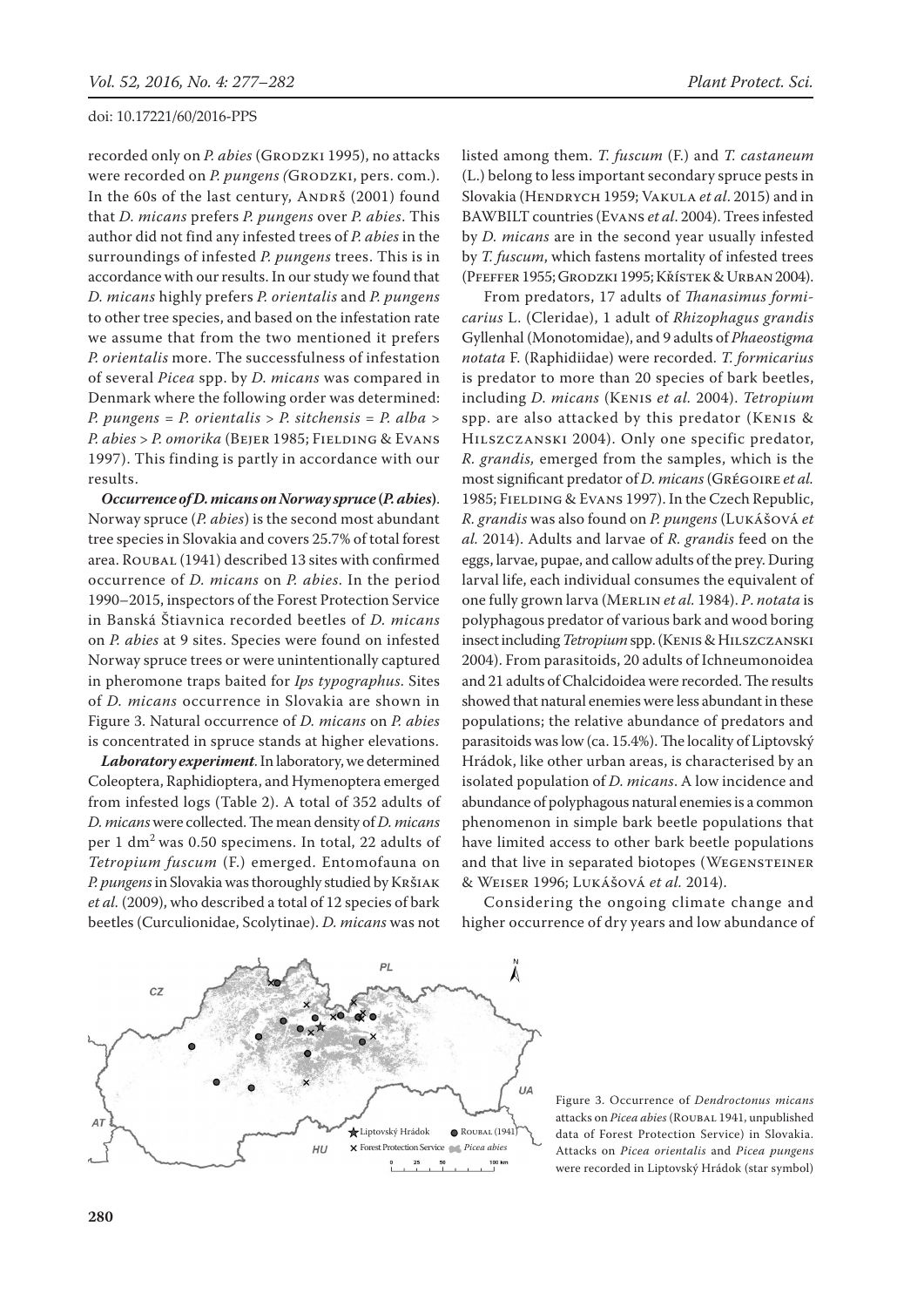recorded only on *P. abies* (Grodzki 1995), no attacks were recorded on *P. pungens (*Grodzki, pers. com.). In the 60s of the last century, Andrš (2001) found that *D. micans* prefers *P. pungens* over *P. abies*. This author did not find any infested trees of *P. abies* in the surroundings of infested *P. pungens* trees. This is in accordance with our results. In our study we found that *D. micans* highly prefers *P. orientalis* and *P. pungens* to other tree species, and based on the infestation rate we assume that from the two mentioned it prefers *P. orientalis* more. The successfulness of infestation of several *Picea* spp. by *D. micans* was compared in Denmark where the following order was determined: *P. pungens* = *P. orientalis* > *P. sitchensis* = *P. alba* > *P. abies* > *P. omorika* (Bejer 1985; Fielding & Evans 1997). This finding is partly in accordance with our results.

***Occurrence of D. micans on Norway spruce (P. abies)***. Norway spruce (*P. abies*) is the second most abundant tree species in Slovakia and covers 25.7% of total forest area. Roubal (1941) described 13 sites with confirmed occurrence of *D. micans* on *P. abies*. In the period 1990–2015, inspectors of the Forest Protection Service in Banská Štiavnica recorded beetles of *D. micans* on *P. abies* at 9 sites. Species were found on infested Norway spruce trees or were unintentionally captured in pheromone traps baited for *Ips typographus*. Sites of *D. micans* occurrence in Slovakia are shown in Figure 3. Natural occurrence of *D. micans* on *P. abies* is concentrated in spruce stands at higher elevations.

***Laboratory experiment***. In laboratory, we determined Coleoptera, Raphidioptera, and Hymenoptera emerged from infested logs (Table 2). A total of 352 adults of *D. micans* were collected. The mean density of *D. micans* per 1 $dm^2$ was 0.50 specimens. In total, 22 adults of *Tetropium fuscum* (F.) emerged. Entomofauna on *P. pungens* in Slovakia was thoroughly studied by Kršiak *et al.* (2009), who described a total of 12 species of bark beetles (Curculionidae, Scolytinae). *D. micans* was not listed among them. *T. fuscum* (F.) and *T. castaneum* (L.) belong to less important secondary spruce pests in Slovakia (Hendrych 1959; Vakula *et al*. 2015) and in BAWBILT countries (Evans *et al*. 2004). Trees infested by *D. micans* are in the second year usually infested by *T. fuscum*, which fastens mortality of infested trees (Pfeffer 1955; Grodzki 1995; Křístek & Urban 2004).

From predators, 17 adults of *Thanasimus formicarius* L. (Cleridae), 1 adult of *Rhizophagus grandis* Gyllenhal (Monotomidae), and 9 adults of *Phaeostigma notata* F. (Raphidiidae) were recorded. *T. formicarius* is predator to more than 20 species of bark beetles, including *D. micans* (Kenis *et al.* 2004). *Tetropium* spp. are also attacked by this predator (Kenis & Hilszczanski 2004). Only one specific predator, *R. grandis,* emerged from the samples, which is the most significant predator of *D. micans* (Grégoire *et al.* 1985; Fielding & Evans 1997). In the Czech Republic, *R. grandis* was also found on *P. pungens* (Lukášová *et al.* 2014). Adults and larvae of *R. grandis* feed on the eggs, larvae, pupae, and callow adults of the prey. During larval life, each individual consumes the equivalent of one fully grown larva (Merlin *et al.* 1984). *P*. *notata* is polyphagous predator of various bark and wood boring insect including *Tetropium* spp. (Kenis & Hilszczanski 2004). From parasitoids, 20 adults of Ichneumonoidea and 21 adults of Chalcidoidea were recorded. The results showed that natural enemies were less abundant in these populations; the relative abundance of predators and parasitoids was low (ca. 15.4%). The locality of Liptovský Hrádok, like other urban areas, is characterised by an isolated population of *D. micans*. A low incidence and abundance of polyphagous natural enemies is a common phenomenon in simple bark beetle populations that have limited access to other bark beetle populations and that live in separated biotopes (Wegensteiner & Weiser 1996; Lukášová *et al.* 2014).

Considering the ongoing climate change and higher occurrence of dry years and low abundance of

Figure 3. Occurrence of *Dendroctonus micans* attacks on *Picea abies* (Roubal 1941, unpublished data of Forest Protection Service) in Slovakia. Attacks on *Picea orientalis* and *Picea pungens* were recorded in Liptovský Hrádok (star symbol)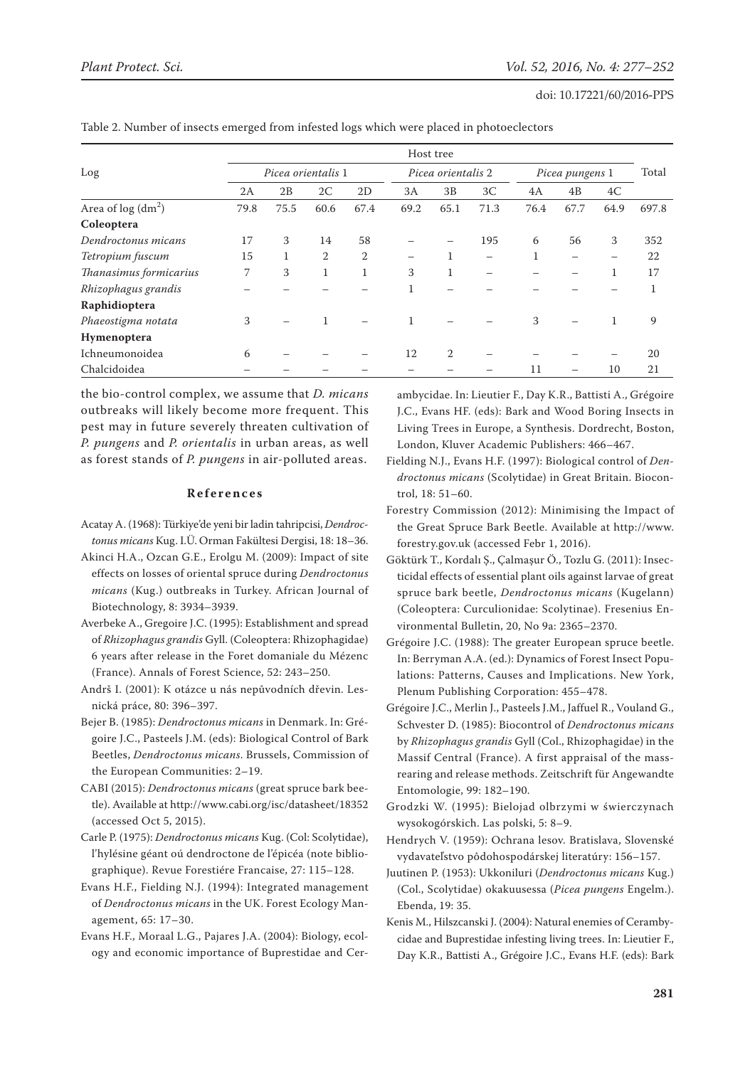Table 2. Number of insects emerged from infested logs which were placed in photoeclectors

| Log | Host tree | | | | | | | | | | Total |
|---|---|---|---|---|---|---|---|---|---|---|---|
| | *Picea orientalis* 1 | | | | *Picea orientalis* 2 | | | *Picea pungens* 1 | | | |
| | 2A | 2B | 2C | 2D | 3A | 3B | 3C | 4A | 4B | 4C | |
| Area of log ($dm^2$) | 79.8 | 75.5 | 60.6 | 67.4 | 69.2 | 65.1 | 71.3 | 76.4 | 67.7 | 64.9 | 697.8 |
| **Coleoptera** | | | | | | | | | | | |
| *Dendroctonus micans* | 17 | 3 | 14 | 58 | – | – | 195 | 6 | 56 | 3 | 352 |
| *Tetropium fuscum* | 15 | 1 | 2 | 2 | – | 1 | – | 1 | – | – | 22 |
| *Thanasimus formicarius* | 7 | 3 | 1 | 1 | 3 | 1 | – | – | – | 1 | 17 |
| *Rhizophagus grandis* | – | – | – | – | 1 | – | – | – | – | – | 1 |
| **Raphidioptera** | | | | | | | | | | | |
| *Phaeostigma notata* | 3 | – | 1 | – | 1 | – | – | 3 | – | 1 | 9 |
| **Hymenoptera** | | | | | | | | | | | |
| Ichneumonoidea | 6 | – | – | – | 12 | 2 | – | – | – | – | 20 |
| Chalcidoidea | – | – | – | – | – | – | – | 11 | – | 10 | 21 |

the bio-control complex, we assume that *D. micans* outbreaks will likely become more frequent. This pest may in future severely threaten cultivation of *P. pungens* and *P. orientalis* in urban areas, as well as forest stands of *P. pungens* in air-polluted areas.

## References

Acatay A. (1968): Türkiye'de yeni bir ladin tahripcisi, *Dendroctonus micans* Kug. I.Ü. Orman Fakültesi Dergisi, 18: 18–36.

Akinci H.A., Ozcan G.E., Erolgu M. (2009): Impact of site effects on losses of oriental spruce during *Dendroctonus micans* (Kug.) outbreaks in Turkey. African Journal of Biotechnology, 8: 3934–3939.

Averbeke A., Gregoire J.C. (1995): Establishment and spread of *Rhizophagus grandis* Gyll. (Coleoptera: Rhizophagidae) 6 years after release in the Foret domaniale du Mézenc (France). Annals of Forest Science, 52: 243–250.

Andrš I. (2001): K otázce u nás nepůvodních dřevin. Lesnická práce, 80: 396–397.

Bejer B. (1985): *Dendroctonus micans* in Denmark. In: Grégoire J.C., Pasteels J.M. (eds): Biological Control of Bark Beetles, *Dendroctonus micans*. Brussels, Commission of the European Communities: 2–19.

CABI (2015): *Dendroctonus micans* (great spruce bark beetle). Available at http://www.cabi.org/isc/datasheet/18352 (accessed Oct 5, 2015).

Carle P. (1975): *Dendroctonus micans* Kug. (Col: Scolytidae), l'hylésine géant oú dendroctone de l'épicéa (note bibliographique). Revue Forestiére Francaise, 27: 115–128.

Evans H.F., Fielding N.J. (1994): Integrated management of *Dendroctonus micans* in the UK. Forest Ecology Management, 65: 17–30.

Evans H.F., Moraal L.G., Pajares J.A. (2004): Biology, ecology and economic importance of Buprestidae and Cerambycidae. In: Lieutier F., Day K.R., Battisti A., Grégoire J.C., Evans HF. (eds): Bark and Wood Boring Insects in Living Trees in Europe, a Synthesis. Dordrecht, Boston, London, Kluver Academic Publishers: 466–467.

Fielding N.J., Evans H.F. (1997): Biological control of *Dendroctonus micans* (Scolytidae) in Great Britain. Biocontrol, 18: 51–60.

Forestry Commission (2012): Minimising the Impact of the Great Spruce Bark Beetle. Available at http://www.forestry.gov.uk (accessed Febr 1, 2016).

Göktürk T., Kordalı Ş., Çalmaşur Ö., Tozlu G. (2011): Insecticidal effects of essential plant oils against larvae of great spruce bark beetle, *Dendroctonus micans* (Kugelann) (Coleoptera: Curculionidae: Scolytinae). Fresenius Environmental Bulletin, 20, No 9a: 2365–2370.

Grégoire J.C. (1988): The greater European spruce beetle. In: Berryman A.A. (ed.): Dynamics of Forest Insect Populations: Patterns, Causes and Implications. New York, Plenum Publishing Corporation: 455–478.

Grégoire J.C., Merlin J., Pasteels J.M., Jaffuel R., Vouland G., Schvester D. (1985): Biocontrol of *Dendroctonus micans* by *Rhizophagus grandis* Gyll (Col., Rhizophagidae) in the Massif Central (France). A first appraisal of the mass-rearing and release methods. Zeitschrift für Angewandte Entomologie, 99: 182–190.

Grodzki W. (1995): Bielojad olbrzymi w świerczynach wysokogórskich. Las polski, 5: 8–9.

Hendrych V. (1959): Ochrana lesov. Bratislava, Slovenské vydavateľstvo pôdohospodárskej literatúry: 156–157.

Juutinen P. (1953): Ukkoniluri (*Dendroctonus micans* Kug.) (Col., Scolytidae) okakuusessa (*Picea pungens* Engelm.). Ebenda, 19: 35.

Kenis M., Hilszcanski J. (2004): Natural enemies of Cerambycidae and Buprestidae infesting living trees. In: Lieutier F., Day K.R., Battisti A., Grégoire J.C., Evans H.F. (eds): Bark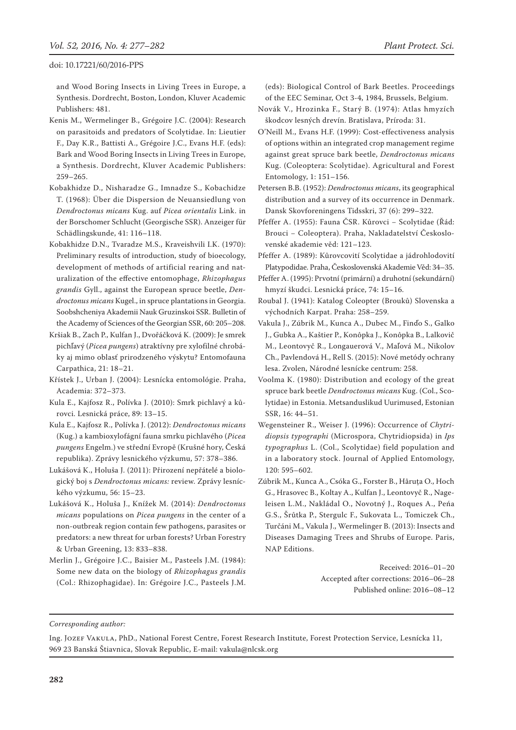and Wood Boring Insects in Living Trees in Europe, a Synthesis. Dordrecht, Boston, London, Kluver Academic Publishers: 481.

Kenis M., Wermelinger B., Grégoire J.C. (2004): Research on parasitoids and predators of Scolytidae. In: Lieutier F., Day K.R., Battisti A., Grégoire J.C., Evans H.F. (eds): Bark and Wood Boring Insects in Living Trees in Europe, a Synthesis. Dordrecht, Kluver Academic Publishers: 259–265.

Kobakhidze D., Nisharadze G., Imnadze S., Kobachidze T. (1968): Über die Dispersion de Neuansiedlung von *Dendroctonus micans* Kug. auf *Picea orientalis* Link. in der Borschomer Schlucht (Georgische SSR). Anzeiger für Schädlingskunde, 41: 116–118.

Kobakhidze D.N., Tvaradze M.S., Kraveishvili I.K. (1970): Preliminary results of introduction, study of bioecology, development of methods of artificial rearing and naturalization of the effective entomophage, *Rhizophagus grandis* Gyll., against the European spruce beetle, *Dendroctonus micans* Kugel., in spruce plantations in Georgia. Soobshcheniya Akademii Nauk Gruzinskoi SSR. Bulletin of the Academy of Sciences of the Georgian SSR, 60: 205–208.

Kršiak B., Zach P., Kulfan J., Dvořáčková K. (2009): Je smrek pichľavý (*Picea pungens*) atraktívny pre xylofilné chrobáky aj mimo oblasť prirodzeného výskytu? Entomofauna Carpathica, 21: 18–21.

Křístek J., Urban J. (2004): Lesnícka entomológie. Praha, Academia: 372–373.

Kula E., Kajfosz R., Polívka J. (2010): Smrk pichlavý a kůrovci. Lesnická práce, 89: 13–15.

Kula E., Kajfosz R., Polívka J. (2012): *Dendroctonus micans* (Kug.) a kambioxylofágní fauna smrku pichlavého (*Picea pungens* Engelm.) ve střední Evropě (Krušné hory, Česká republika). Zprávy lesnického výzkumu, 57: 378–386.

Lukášová K., Holuša J. (2011): Přirození nepřátelé a biologický boj s *Dendroctonus micans:* review. Zprávy lesnického výzkumu, 56: 15–23.

Lukášová K., Holuša J., Knížek M. (2014): *Dendroctonus micans* populations on *Picea pungens* in the center of a non-outbreak region contain few pathogens, parasites or predators: a new threat for urban forests? Urban Forestry & Urban Greening, 13: 833–838.

Merlin J., Grégoire J.C., Baisier M., Pasteels J.M. (1984): Some new data on the biology of *Rhizophagus grandis* (Col.: Rhizophagidae). In: Grégoire J.C., Pasteels J.M. (eds): Biological Control of Bark Beetles. Proceedings of the EEC Seminar, Oct 3-4, 1984, Brussels, Belgium.

Novák V., Hrozinka F., Starý B. (1974): Atlas hmyzích škodcov lesných drevín. Bratislava, Príroda: 31.

O'Neill M., Evans H.F. (1999): Cost-effectiveness analysis of options within an integrated crop management regime against great spruce bark beetle, *Dendroctonus micans* Kug. (Coleoptera: Scolytidae). Agricultural and Forest Entomology, 1: 151–156.

Petersen B.B. (1952): *Dendroctonus micans*, its geographical distribution and a survey of its occurrence in Denmark. Dansk Skovforeningens Tidsskri, 37 (6): 299–322.

Pfeffer A. (1955): Fauna ČSR. Kůrovci – Scolytidae (Řád: Brouci – Coleoptera). Praha, Nakladatelství Československé akademie věd: 121–123.

Pfeffer A. (1989): Kůrovcovití Scolytidae a jádrohlodovití Platypodidae. Praha, Československá Akademie Věd: 34–35.

Pfeffer A. (1995): Prvotní (primární) a druhotní (sekundární) hmyzí škudci. Lesnická práce, 74: 15–16.

Roubal J. (1941): Katalog Coleopter (Brouků) Slovenska a východních Karpat. Praha: 258–259.

Vakula J., Zúbrik M., Kunca A., Dubec M., Finďo S., Galko J., Gubka A., Kaštier P., Konôpka J., Konôpka B., Lalkovič M., Leontovyč R., Longauerová V., Maľová M., Nikolov Ch., Pavlendová H., Rell S. (2015): Nové metódy ochrany lesa. Zvolen, Národné lesnícke centrum: 258.

Voolma K. (1980): Distribution and ecology of the great spruce bark beetle *Dendroctonus micans* Kug. (Col., Scolytidae) in Estonia. Metsanduslikud Uurimused, Estonian SSR, 16: 44–51.

Wegensteiner R., Weiser J. (1996): Occurrence of *Chytridiopsis typographi* (Microspora, Chytridiopsida) in *Ips typographus* L. (Col., Scolytidae) field population and in a laboratory stock. Journal of Applied Entomology, 120: 595–602.

Zúbrik M., Kunca A., Csóka G., Forster B., Hâruța O., Hoch G., Hrasovec B., Koltay A., Kulfan J., Leontovyč R., Nageleisen L.M., Nakládal O., Novotný J., Roques A., Peńa G.S., Šrůtka P., Stergulc F., Sukovata L., Tomiczek Ch., Turčáni M., Vakula J., Wermelinger B. (2013): Insects and Diseases Damaging Trees and Shrubs of Europe. Paris, NAP Editions.

Received: 2016–01–20
Accepted after corrections: 2016–06–28
Published online: 2016–08–12

*Corresponding author:*

Ing. Jozef Vakula, PhD., National Forest Centre, Forest Research Institute, Forest Protection Service, Lesnícka 11, 969 23 Banská Štiavnica, Slovak Republic, E-mail: vakula@nlcsk.org